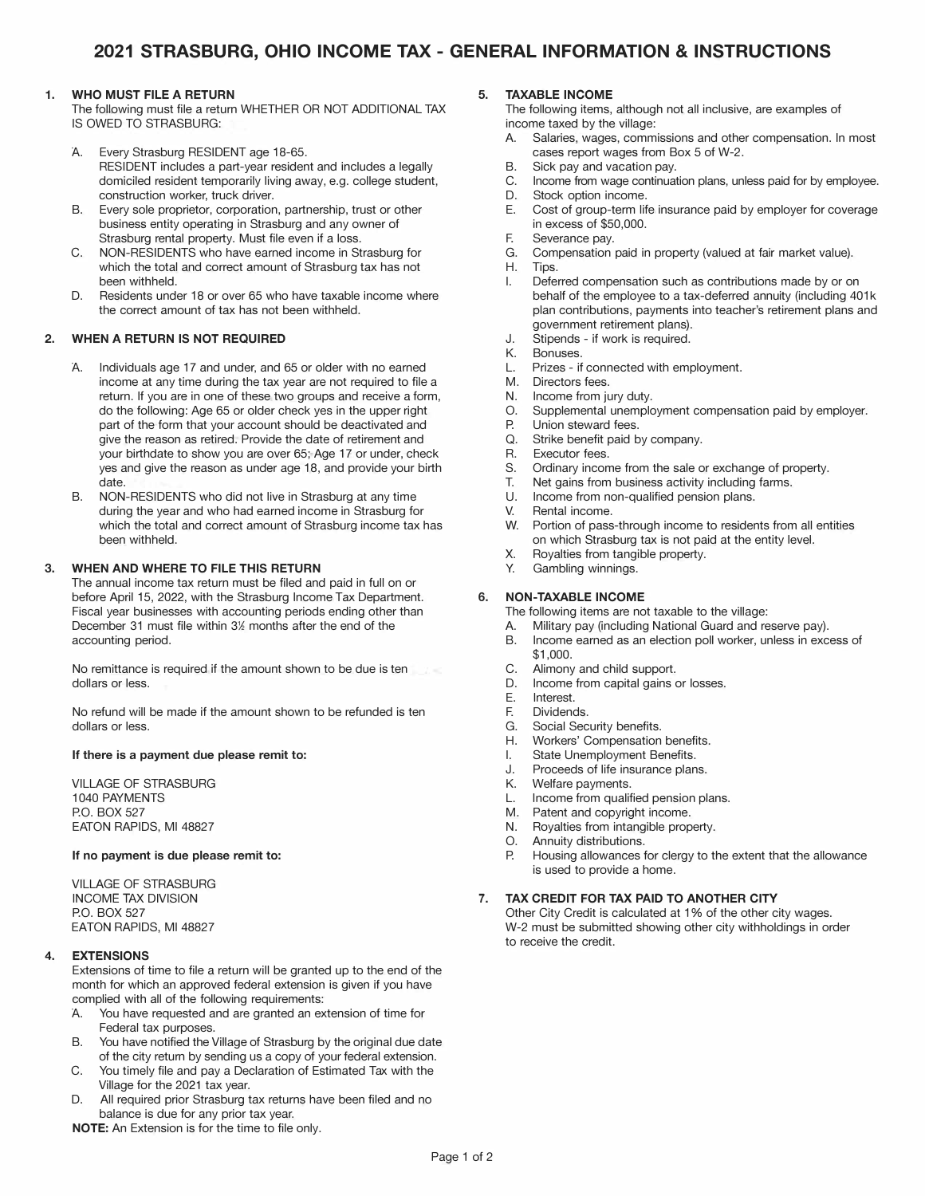# 2021 STRASBURG, OHIO INCOME TAX - GENERAL INFORMATION & INSTRUCTIONS

## 1. WHO MUST FILE A RETURN

The following must file a return WHETHER OR NOT ADDITIONAL TAX IS OWED TO STRASBURG:

A. Every Strasburg RESIDENT age 18-65.
   RESIDENT includes a part-year resident and includes a legally domiciled resident temporarily living away, e.g. college student, construction worker, truck driver.

B. Every sole proprietor, corporation, partnership, trust or other business entity operating in Strasburg and any owner of Strasburg rental property. Must file even if a loss.

C. NON-RESIDENTS who have earned income in Strasburg for which the total and correct amount of Strasburg tax has not been withheld.

D. Residents under 18 or over 65 who have taxable income where the correct amount of tax has not been withheld.

## 2. WHEN A RETURN IS NOT REQUIRED

A. Individuals age 17 and under, and 65 or older with no earned income at any time during the tax year are not required to file a return. If you are in one of these two groups and receive a form, do the following: Age 65 or older check yes in the upper right part of the form that your account should be deactivated and give the reason as retired. Provide the date of retirement and your birthdate to show you are over 65; Age 17 or under, check yes and give the reason as under age 18, and provide your birth date.

B. NON-RESIDENTS who did not live in Strasburg at any time during the year and who had earned income in Strasburg for which the total and correct amount of Strasburg income tax has been withheld.

## 3. WHEN AND WHERE TO FILE THIS RETURN

The annual income tax return must be filed and paid in full on or before April 15, 2022, with the Strasburg Income Tax Department. Fiscal year businesses with accounting periods ending other than December 31 must file within 3½ months after the end of the accounting period.

No remittance is required if the amount shown to be due is ten dollars or less.

No refund will be made if the amount shown to be refunded is ten dollars or less.

**If there is a payment due please remit to:**

VILLAGE OF STRASBURG
1040 PAYMENTS
P.O. BOX 527
EATON RAPIDS, MI 48827

**If no payment is due please remit to:**

VILLAGE OF STRASBURG
INCOME TAX DIVISION
P.O. BOX 527
EATON RAPIDS, MI 48827

## 4. EXTENSIONS

Extensions of time to file a return will be granted up to the end of the month for which an approved federal extension is given if you have complied with all of the following requirements:

A. You have requested and are granted an extension of time for Federal tax purposes.

B. You have notified the Village of Strasburg by the original due date of the city return by sending us a copy of your federal extension.

C. You timely file and pay a Declaration of Estimated Tax with the Village for the 2021 tax year.

D. All required prior Strasburg tax returns have been filed and no balance is due for any prior tax year.

**NOTE:** An Extension is for the time to file only.

## 5. TAXABLE INCOME

The following items, although not all inclusive, are examples of income taxed by the village:

A. Salaries, wages, commissions and other compensation. In most cases report wages from Box 5 of W-2.
B. Sick pay and vacation pay.
C. Income from wage continuation plans, unless paid for by employee.
D. Stock option income.
E. Cost of group-term life insurance paid by employer for coverage in excess of $50,000.
F. Severance pay.
G. Compensation paid in property (valued at fair market value).
H. Tips.
I. Deferred compensation such as contributions made by or on behalf of the employee to a tax-deferred annuity (including 401k plan contributions, payments into teacher's retirement plans and government retirement plans).
J. Stipends - if work is required.
K. Bonuses.
L. Prizes - if connected with employment.
M. Directors fees.
N. Income from jury duty.
O. Supplemental unemployment compensation paid by employer.
P. Union steward fees.
Q. Strike benefit paid by company.
R. Executor fees.
S. Ordinary income from the sale or exchange of property.
T. Net gains from business activity including farms.
U. Income from non-qualified pension plans.
V. Rental income.
W. Portion of pass-through income to residents from all entities on which Strasburg tax is not paid at the entity level.
X. Royalties from tangible property.
Y. Gambling winnings.

## 6. NON-TAXABLE INCOME

The following items are not taxable to the village:

A. Military pay (including National Guard and reserve pay).
B. Income earned as an election poll worker, unless in excess of $1,000.
C. Alimony and child support.
D. Income from capital gains or losses.
E. Interest.
F. Dividends.
G. Social Security benefits.
H. Workers' Compensation benefits.
I. State Unemployment Benefits.
J. Proceeds of life insurance plans.
K. Welfare payments.
L. Income from qualified pension plans.
M. Patent and copyright income.
N. Royalties from intangible property.
O. Annuity distributions.
P. Housing allowances for clergy to the extent that the allowance is used to provide a home.

## 7. TAX CREDIT FOR TAX PAID TO ANOTHER CITY

Other City Credit is calculated at 1% of the other city wages. W-2 must be submitted showing other city withholdings in order to receive the credit.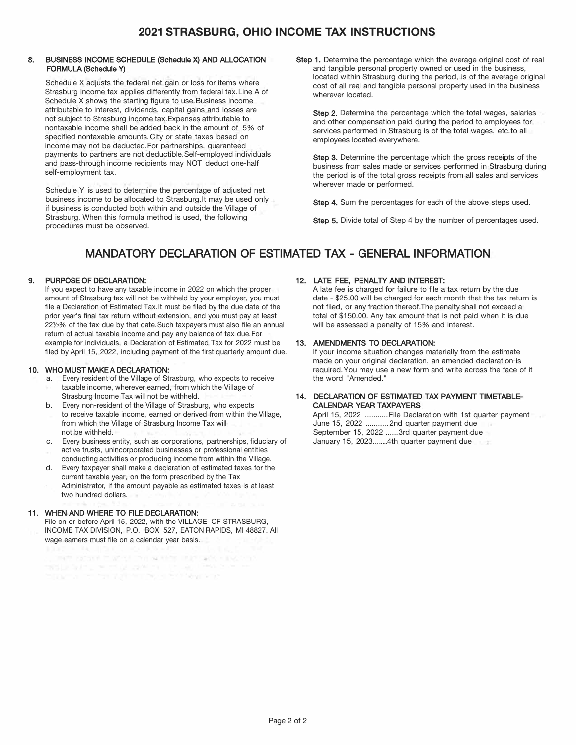# 2021 STRASBURG, OHIO INCOME TAX INSTRUCTIONS

**8. BUSINESS INCOME SCHEDULE (Schedule X) AND ALLOCATION FORMULA (Schedule Y)**

Schedule X adjusts the federal net gain or loss for items where Strasburg income tax applies differently from federal tax. Line A of Schedule X shows the starting figure to use. Business income attributable to interest, dividends, capital gains and losses are not subject to Strasburg income tax. Expenses attributable to nontaxable income shall be added back in the amount of 5% of specified nontaxable amounts. City or state taxes based on income may not be deducted. For partnerships, guaranteed payments to partners are not deductible. Self-employed individuals and pass-through income recipients may NOT deduct one-half self-employment tax.

Schedule Y is used to determine the percentage of adjusted net business income to be allocated to Strasburg. It may be used only if business is conducted both within and outside the Village of Strasburg. When this formula method is used, the following procedures must be observed.

**Step 1.** Determine the percentage which the average original cost of real and tangible personal property owned or used in the business, located within Strasburg during the period, is of the average original cost of all real and tangible personal property used in the business wherever located.

**Step 2.** Determine the percentage which the total wages, salaries and other compensation paid during the period to employees for services performed in Strasburg is of the total wages, etc. to all employees located everywhere.

**Step 3.** Determine the percentage which the gross receipts of the business from sales made or services performed in Strasburg during the period is of the total gross receipts from all sales and services wherever made or performed.

**Step 4.** Sum the percentages for each of the above steps used.

**Step 5.** Divide total of Step 4 by the number of percentages used.

## MANDATORY DECLARATION OF ESTIMATED TAX - GENERAL INFORMATION

**9. PURPOSE OF DECLARATION:**

If you expect to have any taxable income in 2022 on which the proper amount of Strasburg tax will not be withheld by your employer, you must file a Declaration of Estimated Tax. It must be filed by the due date of the prior year's final tax return without extension, and you must pay at least 22½% of the tax due by that date. Such taxpayers must also file an annual return of actual taxable income and pay any balance of tax due. For example for individuals, a Declaration of Estimated Tax for 2022 must be filed by April 15, 2022, including payment of the first quarterly amount due.

**10. WHO MUST MAKE A DECLARATION:**

a. Every resident of the Village of Strasburg, who expects to receive taxable income, wherever earned, from which the Village of Strasburg Income Tax will not be withheld.

b. Every non-resident of the Village of Strasburg, who expects to receive taxable income, earned or derived from within the Village, from which the Village of Strasburg Income Tax will not be withheld.

c. Every business entity, such as corporations, partnerships, fiduciary of active trusts, unincorporated businesses or professional entities conducting activities or producing income from within the Village.

d. Every taxpayer shall make a declaration of estimated taxes for the current taxable year, on the form prescribed by the Tax Administrator, if the amount payable as estimated taxes is at least two hundred dollars.

**11. WHEN AND WHERE TO FILE DECLARATION:**

File on or before April 15, 2022, with the VILLAGE OF STRASBURG, INCOME TAX DIVISION, P.O. BOX 527, EATON RAPIDS, MI 48827. All wage earners must file on a calendar year basis.

**12. LATE FEE, PENALTY AND INTEREST:**

A late fee is charged for failure to file a tax return by the due date - $25.00 will be charged for each month that the tax return is not filed, or any fraction thereof. The penalty shall not exceed a total of $150.00. Any tax amount that is not paid when it is due will be assessed a penalty of 15% and interest.

**13. AMENDMENTS TO DECLARATION:**

If your income situation changes materially from the estimate made on your original declaration, an amended declaration is required. You may use a new form and write across the face of it the word "Amended."

**14. DECLARATION OF ESTIMATED TAX PAYMENT TIMETABLE-CALENDAR YEAR TAXPAYERS**

April 15, 2022 ........... File Declaration with 1st quarter payment
June 15, 2022 ........... 2nd quarter payment due
September 15, 2022 ......3rd quarter payment due
January 15, 2023........4th quarter payment due